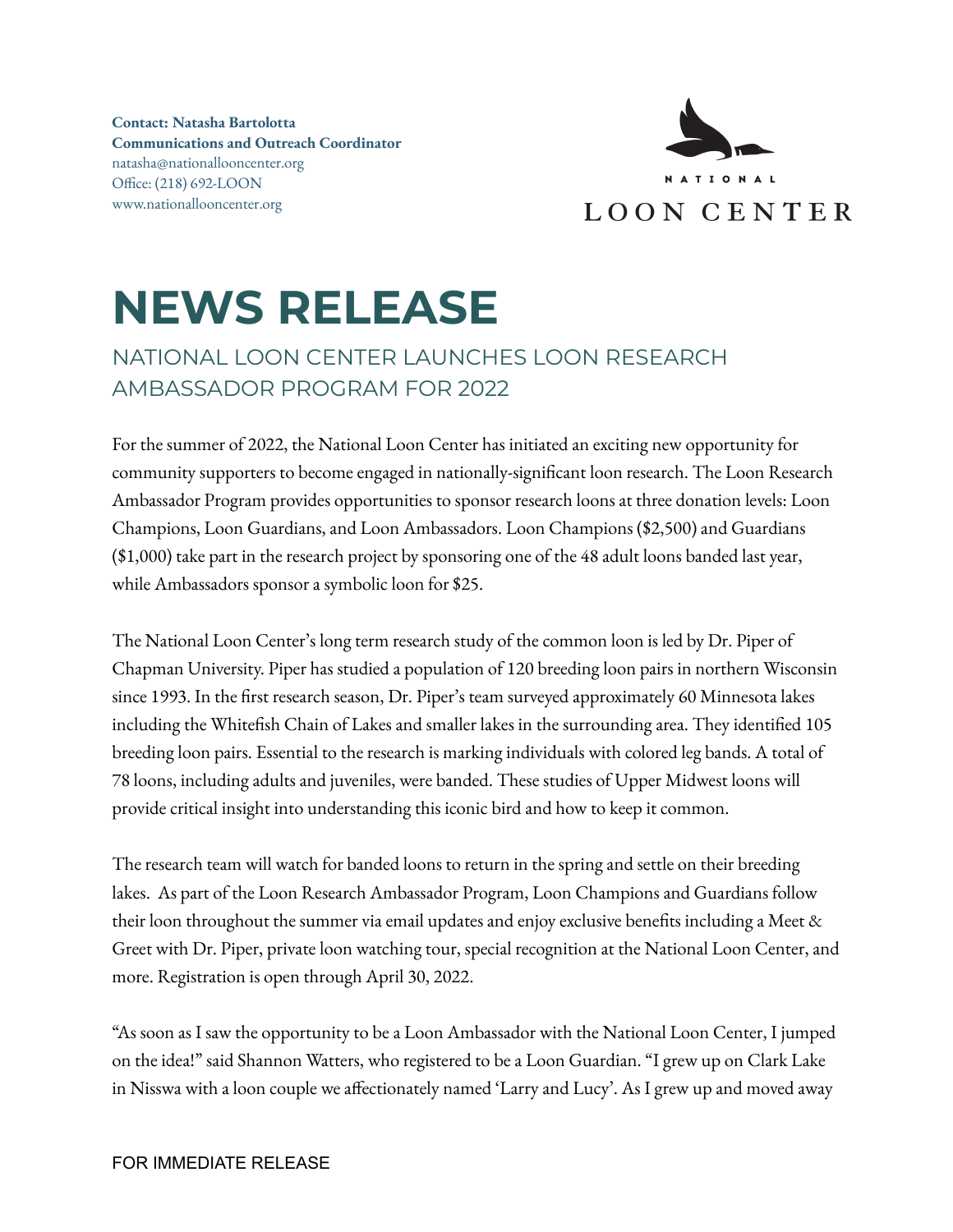**Contact: Natasha Bartolotta**
**Communications and Outreach Coordinator**
natasha@nationallooncenter.org
Office: (218) 692-LOON
www.nationallooncenter.org

NATIONAL
LOON CENTER

# NEWS RELEASE

## NATIONAL LOON CENTER LAUNCHES LOON RESEARCH AMBASSADOR PROGRAM FOR 2022

For the summer of 2022, the National Loon Center has initiated an exciting new opportunity for community supporters to become engaged in nationally-significant loon research. The Loon Research Ambassador Program provides opportunities to sponsor research loons at three donation levels: Loon Champions, Loon Guardians, and Loon Ambassadors. Loon Champions ($2,500) and Guardians ($1,000) take part in the research project by sponsoring one of the 48 adult loons banded last year, while Ambassadors sponsor a symbolic loon for $25.

The National Loon Center's long term research study of the common loon is led by Dr. Piper of Chapman University. Piper has studied a population of 120 breeding loon pairs in northern Wisconsin since 1993. In the first research season, Dr. Piper's team surveyed approximately 60 Minnesota lakes including the Whitefish Chain of Lakes and smaller lakes in the surrounding area. They identified 105 breeding loon pairs. Essential to the research is marking individuals with colored leg bands. A total of 78 loons, including adults and juveniles, were banded. These studies of Upper Midwest loons will provide critical insight into understanding this iconic bird and how to keep it common.

The research team will watch for banded loons to return in the spring and settle on their breeding lakes. As part of the Loon Research Ambassador Program, Loon Champions and Guardians follow their loon throughout the summer via email updates and enjoy exclusive benefits including a Meet & Greet with Dr. Piper, private loon watching tour, special recognition at the National Loon Center, and more. Registration is open through April 30, 2022.

"As soon as I saw the opportunity to be a Loon Ambassador with the National Loon Center, I jumped on the idea!" said Shannon Watters, who registered to be a Loon Guardian. "I grew up on Clark Lake in Nisswa with a loon couple we affectionately named 'Larry and Lucy'. As I grew up and moved away

FOR IMMEDIATE RELEASE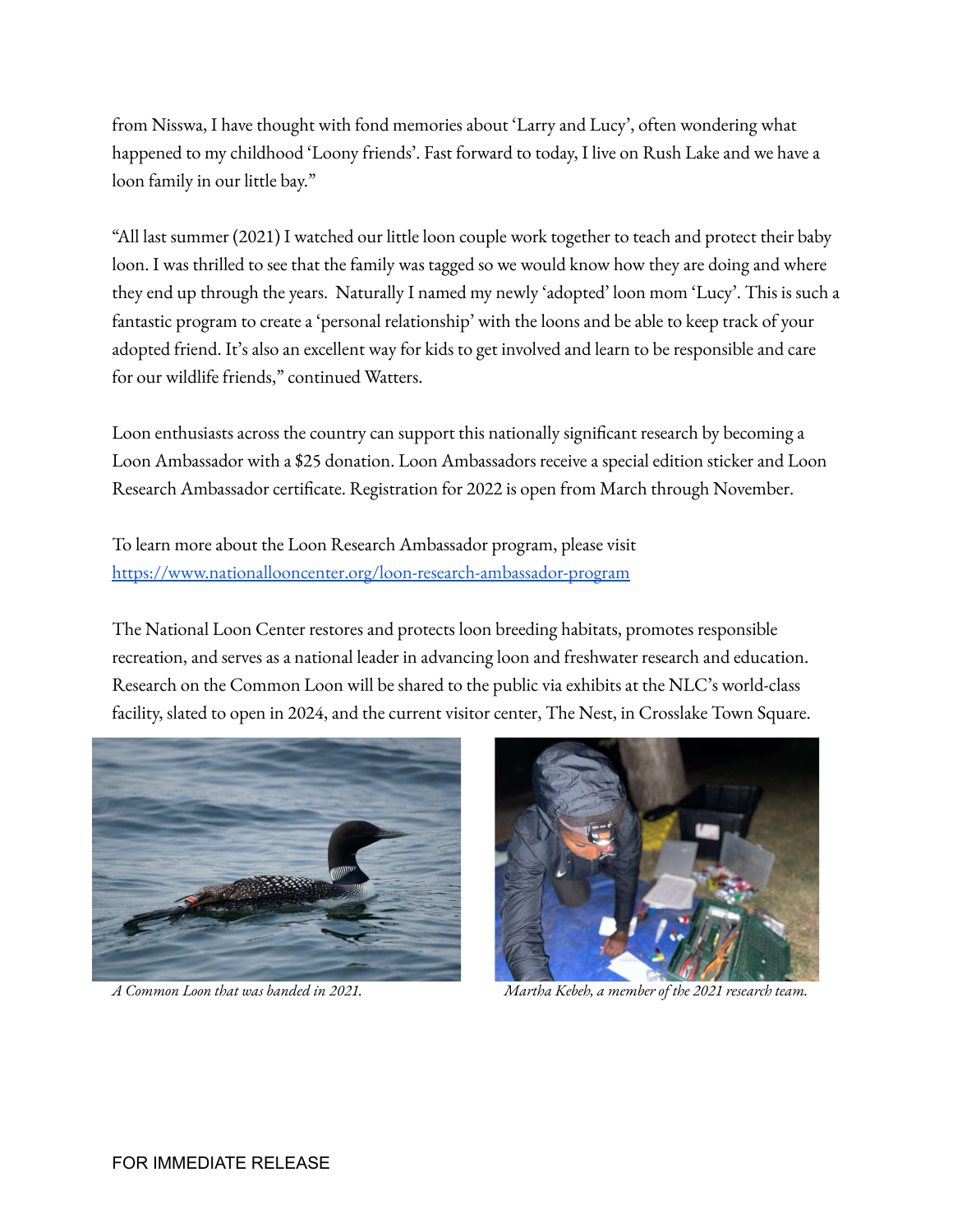from Nisswa, I have thought with fond memories about 'Larry and Lucy', often wondering what happened to my childhood 'Loony friends'. Fast forward to today, I live on Rush Lake and we have a loon family in our little bay."

"All last summer (2021) I watched our little loon couple work together to teach and protect their baby loon. I was thrilled to see that the family was tagged so we would know how they are doing and where they end up through the years. Naturally I named my newly 'adopted' loon mom 'Lucy'. This is such a fantastic program to create a 'personal relationship' with the loons and be able to keep track of your adopted friend. It's also an excellent way for kids to get involved and learn to be responsible and care for our wildlife friends," continued Watters.

Loon enthusiasts across the country can support this nationally significant research by becoming a Loon Ambassador with a $25 donation. Loon Ambassadors receive a special edition sticker and Loon Research Ambassador certificate. Registration for 2022 is open from March through November.

To learn more about the Loon Research Ambassador program, please visit [https://www.nationallooncenter.org/loon-research-ambassador-program](https://www.nationallooncenter.org/loon-research-ambassador-program)

The National Loon Center restores and protects loon breeding habitats, promotes responsible recreation, and serves as a national leader in advancing loon and freshwater research and education. Research on the Common Loon will be shared to the public via exhibits at the NLC's world-class facility, slated to open in 2024, and the current visitor center, The Nest, in Crosslake Town Square.

*A Common Loon that was banded in 2021.*

*Martha Kebeh, a member of the 2021 research team.*

FOR IMMEDIATE RELEASE